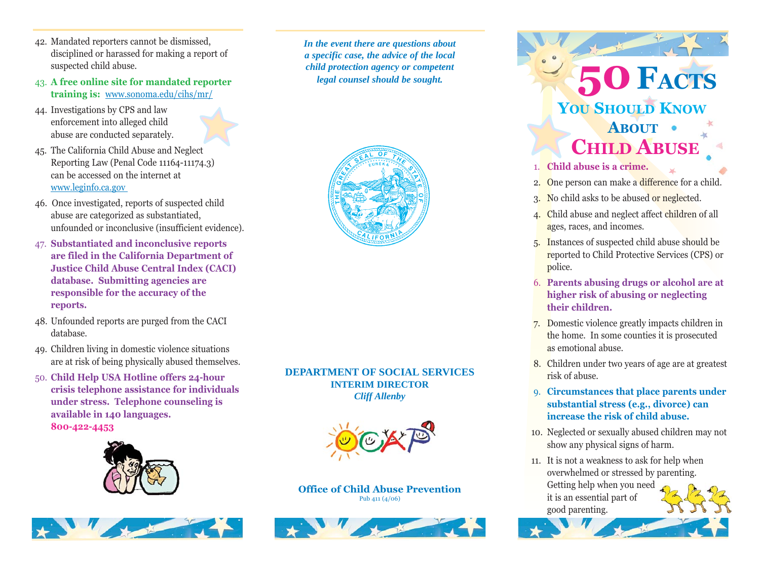# 50 FACTS YOU SHOULD KNOW ABOUT CHILD ABUSE

1. **Child abuse is a crime.**
2. One person can make a difference for a child.
3. No child asks to be abused or neglected.
4. Child abuse and neglect affect children of all ages, races, and incomes.
5. Instances of suspected child abuse should be reported to Child Protective Services (CPS) or police.
6. **Parents abusing drugs or alcohol are at higher risk of abusing or neglecting their children.**
7. Domestic violence greatly impacts children in the home. In some counties it is prosecuted as emotional abuse.
8. Children under two years of age are at greatest risk of abuse.
9. **Circumstances that place parents under substantial stress (e.g., divorce) can increase the risk of child abuse.**
10. Neglected or sexually abused children may not show any physical signs of harm.
11. It is not a weakness to ask for help when overwhelmed or stressed by parenting. Getting help when you need it is an essential part of good parenting.

42. Mandated reporters cannot be dismissed, disciplined or harassed for making a report of suspected child abuse.
43. **A free online site for mandated reporter training is:** www.sonoma.edu/cihs/mr/
44. Investigations by CPS and law enforcement into alleged child abuse are conducted separately.
45. The California Child Abuse and Neglect Reporting Law (Penal Code 11164-11174.3) can be accessed on the internet at www.leginfo.ca.gov
46. Once investigated, reports of suspected child abuse are categorized as substantiated, unfounded or inconclusive (insufficient evidence).
47. **Substantiated and inconclusive reports are filed in the California Department of Justice Child Abuse Central Index (CACI) database. Submitting agencies are responsible for the accuracy of the reports.**
48. Unfounded reports are purged from the CACI database.
49. Children living in domestic violence situations are at risk of being physically abused themselves.
50. **Child Help USA Hotline offers 24-hour crisis telephone assistance for individuals under stress. Telephone counseling is available in 140 languages. 800-422-4453**

***In the event there are questions about a specific case, the advice of the local child protection agency or competent legal counsel should be sought.***

**DEPARTMENT OF SOCIAL SERVICES**
**INTERIM DIRECTOR**
***Cliff Allenby***

OCAP

**Office of Child Abuse Prevention**
Pub 411 (4/06)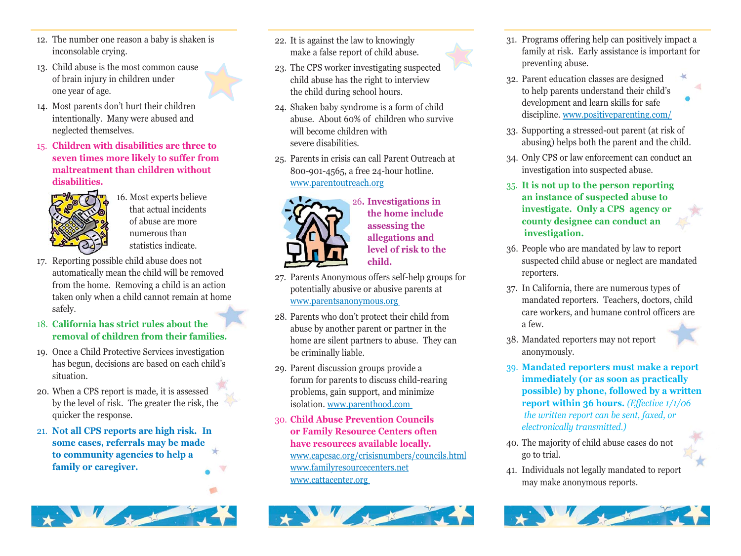12. The number one reason a baby is shaken is inconsolable crying.
13. Child abuse is the most common cause of brain injury in children under one year of age.
14. Most parents don't hurt their children intentionally. Many were abused and neglected themselves.
15. **Children with disabilities are three to seven times more likely to suffer from maltreatment than children without disabilities.**
16. Most experts believe that actual incidents of abuse are more numerous than statistics indicate.
17. Reporting possible child abuse does not automatically mean the child will be removed from the home. Removing a child is an action taken only when a child cannot remain at home safely.
18. **California has strict rules about the removal of children from their families.**
19. Once a Child Protective Services investigation has begun, decisions are based on each child's situation.
20. When a CPS report is made, it is assessed by the level of risk. The greater the risk, the quicker the response.
21. **Not all CPS reports are high risk. In some cases, referrals may be made to community agencies to help a family or caregiver.**
22. It is against the law to knowingly make a false report of child abuse.
23. The CPS worker investigating suspected child abuse has the right to interview the child during school hours.
24. Shaken baby syndrome is a form of child abuse. About 60% of children who survive will become children with severe disabilities.
25. Parents in crisis can call Parent Outreach at 800-901-4565, a free 24-hour hotline. www.parentoutreach.org
26. **Investigations in the home include assessing the allegations and level of risk to the child.**
27. Parents Anonymous offers self-help groups for potentially abusive or abusive parents at www.parentsanonymous.org
28. Parents who don't protect their child from abuse by another parent or partner in the home are silent partners to abuse. They can be criminally liable.
29. Parent discussion groups provide a forum for parents to discuss child-rearing problems, gain support, and minimize isolation. www.parenthood.com
30. **Child Abuse Prevention Councils or Family Resource Centers often have resources available locally.**
    www.capcsac.org/crisisnumbers/councils.html
    www.familyresourcecenters.net
    www.cattacenter.org
31. Programs offering help can positively impact a family at risk. Early assistance is important for preventing abuse.
32. Parent education classes are designed to help parents understand their child's development and learn skills for safe discipline. www.positiveparenting.com/
33. Supporting a stressed-out parent (at risk of abusing) helps both the parent and the child.
34. Only CPS or law enforcement can conduct an investigation into suspected abuse.
35. **It is not up to the person reporting an instance of suspected abuse to investigate. Only a CPS agency or county designee can conduct an investigation.**
36. People who are mandated by law to report suspected child abuse or neglect are mandated reporters.
37. In California, there are numerous types of mandated reporters. Teachers, doctors, child care workers, and humane control officers are a few.
38. Mandated reporters may not report anonymously.
39. **Mandated reporters must make a report immediately (or as soon as practically possible) by phone, followed by a written report within 36 hours.** *(Effective 1/1/06 the written report can be sent, faxed, or electronically transmitted.)*
40. The majority of child abuse cases do not go to trial.
41. Individuals not legally mandated to report may make anonymous reports.